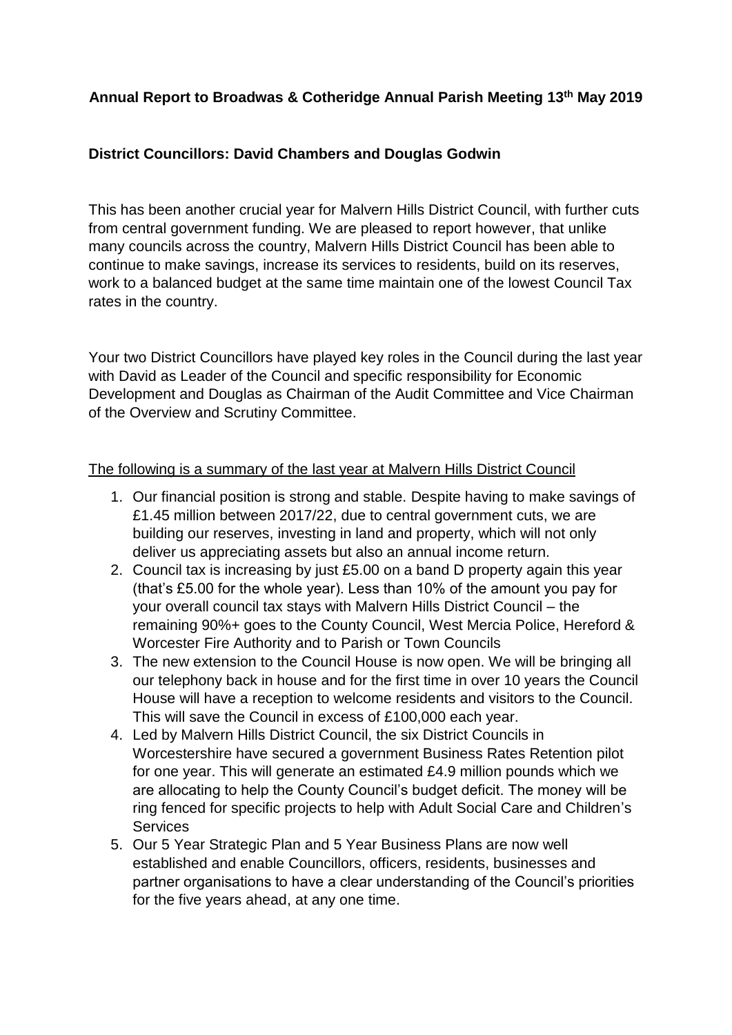**Annual Report to Broadwas & Cotheridge Annual Parish Meeting 13th May 2019**

**District Councillors: David Chambers and Douglas Godwin**

This has been another crucial year for Malvern Hills District Council, with further cuts from central government funding. We are pleased to report however, that unlike many councils across the country, Malvern Hills District Council has been able to continue to make savings, increase its services to residents, build on its reserves, work to a balanced budget at the same time maintain one of the lowest Council Tax rates in the country.

Your two District Councillors have played key roles in the Council during the last year with David as Leader of the Council and specific responsibility for Economic Development and Douglas as Chairman of the Audit Committee and Vice Chairman of the Overview and Scrutiny Committee.

<u>The following is a summary of the last year at Malvern Hills District Council</u>

1. Our financial position is strong and stable. Despite having to make savings of £1.45 million between 2017/22, due to central government cuts, we are building our reserves, investing in land and property, which will not only deliver us appreciating assets but also an annual income return.
2. Council tax is increasing by just £5.00 on a band D property again this year (that's £5.00 for the whole year). Less than 10% of the amount you pay for your overall council tax stays with Malvern Hills District Council – the remaining 90%+ goes to the County Council, West Mercia Police, Hereford & Worcester Fire Authority and to Parish or Town Councils
3. The new extension to the Council House is now open. We will be bringing all our telephony back in house and for the first time in over 10 years the Council House will have a reception to welcome residents and visitors to the Council. This will save the Council in excess of £100,000 each year.
4. Led by Malvern Hills District Council, the six District Councils in Worcestershire have secured a government Business Rates Retention pilot for one year. This will generate an estimated £4.9 million pounds which we are allocating to help the County Council's budget deficit. The money will be ring fenced for specific projects to help with Adult Social Care and Children's Services
5. Our 5 Year Strategic Plan and 5 Year Business Plans are now well established and enable Councillors, officers, residents, businesses and partner organisations to have a clear understanding of the Council's priorities for the five years ahead, at any one time.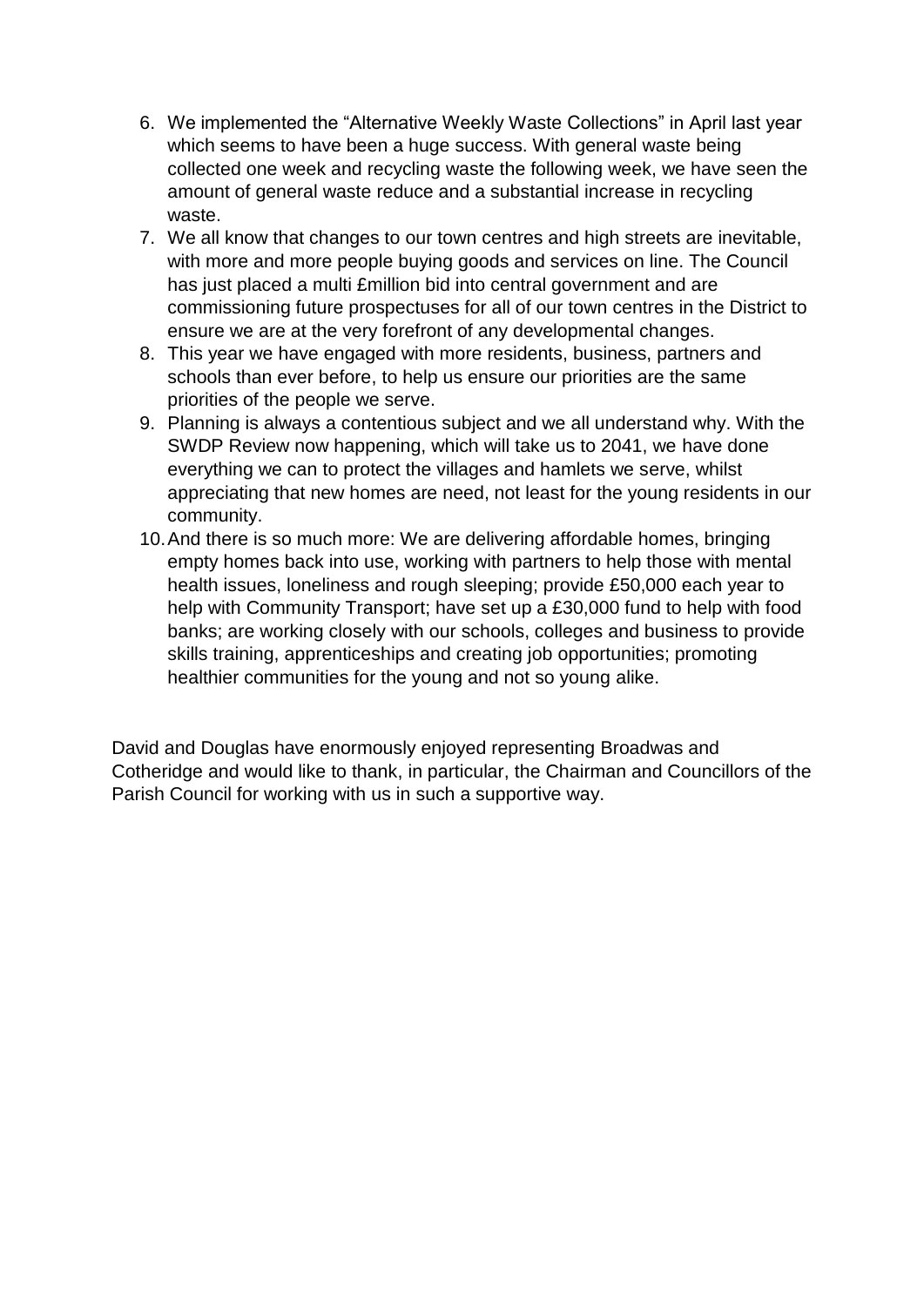6. We implemented the "Alternative Weekly Waste Collections" in April last year which seems to have been a huge success. With general waste being collected one week and recycling waste the following week, we have seen the amount of general waste reduce and a substantial increase in recycling waste.
7. We all know that changes to our town centres and high streets are inevitable, with more and more people buying goods and services on line. The Council has just placed a multi £million bid into central government and are commissioning future prospectuses for all of our town centres in the District to ensure we are at the very forefront of any developmental changes.
8. This year we have engaged with more residents, business, partners and schools than ever before, to help us ensure our priorities are the same priorities of the people we serve.
9. Planning is always a contentious subject and we all understand why. With the SWDP Review now happening, which will take us to 2041, we have done everything we can to protect the villages and hamlets we serve, whilst appreciating that new homes are need, not least for the young residents in our community.
10. And there is so much more: We are delivering affordable homes, bringing empty homes back into use, working with partners to help those with mental health issues, loneliness and rough sleeping; provide £50,000 each year to help with Community Transport; have set up a £30,000 fund to help with food banks; are working closely with our schools, colleges and business to provide skills training, apprenticeships and creating job opportunities; promoting healthier communities for the young and not so young alike.

David and Douglas have enormously enjoyed representing Broadwas and Cotheridge and would like to thank, in particular, the Chairman and Councillors of the Parish Council for working with us in such a supportive way.